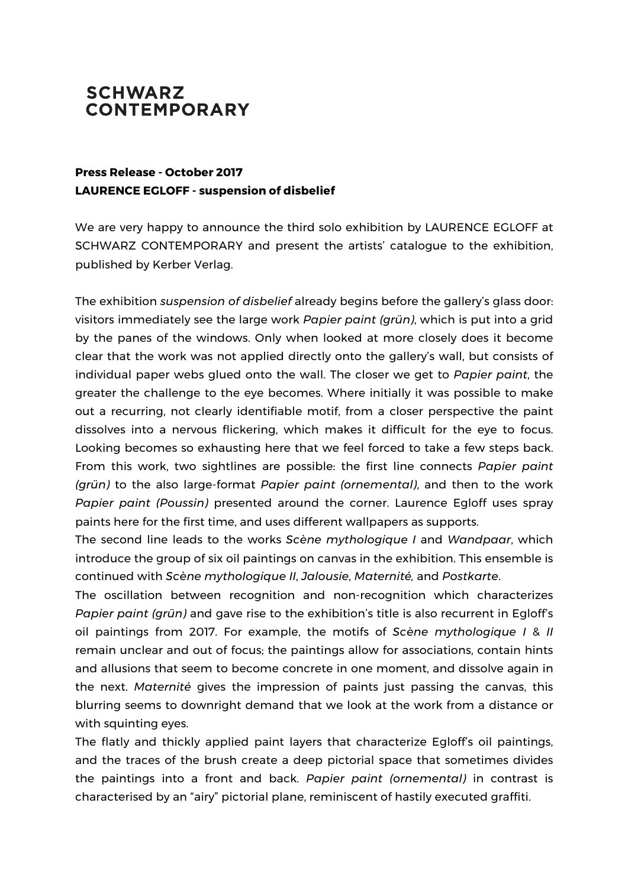# SCHWARZ CONTEMPORARY

**Press Release - October 2017**
**LAURENCE EGLOFF - suspension of disbelief**

We are very happy to announce the third solo exhibition by LAURENCE EGLOFF at SCHWARZ CONTEMPORARY and present the artists' catalogue to the exhibition, published by Kerber Verlag.

The exhibition *suspension of disbelief* already begins before the gallery's glass door: visitors immediately see the large work *Papier paint (grün)*, which is put into a grid by the panes of the windows. Only when looked at more closely does it become clear that the work was not applied directly onto the gallery's wall, but consists of individual paper webs glued onto the wall. The closer we get to *Papier paint*, the greater the challenge to the eye becomes. Where initially it was possible to make out a recurring, not clearly identifiable motif, from a closer perspective the paint dissolves into a nervous flickering, which makes it difficult for the eye to focus. Looking becomes so exhausting here that we feel forced to take a few steps back. From this work, two sightlines are possible: the first line connects *Papier paint (grün)* to the also large-format *Papier paint (ornemental)*, and then to the work *Papier paint (Poussin)* presented around the corner. Laurence Egloff uses spray paints here for the first time, and uses different wallpapers as supports.

The second line leads to the works *Scène mythologique I* and *Wandpaar*, which introduce the group of six oil paintings on canvas in the exhibition. This ensemble is continued with *Scène mythologique II*, *Jalousie*, *Maternité*, and *Postkarte*.

The oscillation between recognition and non-recognition which characterizes *Papier paint (grün)* and gave rise to the exhibition's title is also recurrent in Egloff's oil paintings from 2017. For example, the motifs of *Scène mythologique I* & *II* remain unclear and out of focus; the paintings allow for associations, contain hints and allusions that seem to become concrete in one moment, and dissolve again in the next. *Maternité* gives the impression of paints just passing the canvas, this blurring seems to downright demand that we look at the work from a distance or with squinting eyes.

The flatly and thickly applied paint layers that characterize Egloff's oil paintings, and the traces of the brush create a deep pictorial space that sometimes divides the paintings into a front and back. *Papier paint (ornemental)* in contrast is characterised by an "airy" pictorial plane, reminiscent of hastily executed graffiti.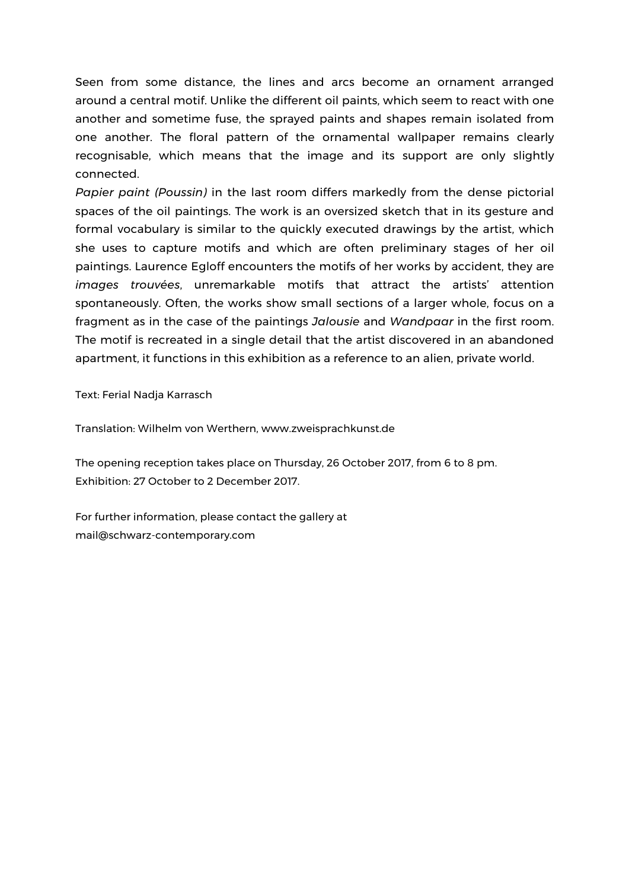Seen from some distance, the lines and arcs become an ornament arranged around a central motif. Unlike the different oil paints, which seem to react with one another and sometime fuse, the sprayed paints and shapes remain isolated from one another. The floral pattern of the ornamental wallpaper remains clearly recognisable, which means that the image and its support are only slightly connected.

*Papier paint (Poussin)* in the last room differs markedly from the dense pictorial spaces of the oil paintings. The work is an oversized sketch that in its gesture and formal vocabulary is similar to the quickly executed drawings by the artist, which she uses to capture motifs and which are often preliminary stages of her oil paintings. Laurence Egloff encounters the motifs of her works by accident, they are *images trouvées*, unremarkable motifs that attract the artists' attention spontaneously. Often, the works show small sections of a larger whole, focus on a fragment as in the case of the paintings *Jalousie* and *Wandpaar* in the first room. The motif is recreated in a single detail that the artist discovered in an abandoned apartment, it functions in this exhibition as a reference to an alien, private world.

Text: Ferial Nadja Karrasch

Translation: Wilhelm von Werthern, www.zweisprachkunst.de

The opening reception takes place on Thursday, 26 October 2017, from 6 to 8 pm.
Exhibition: 27 October to 2 December 2017.

For further information, please contact the gallery at
mail@schwarz-contemporary.com